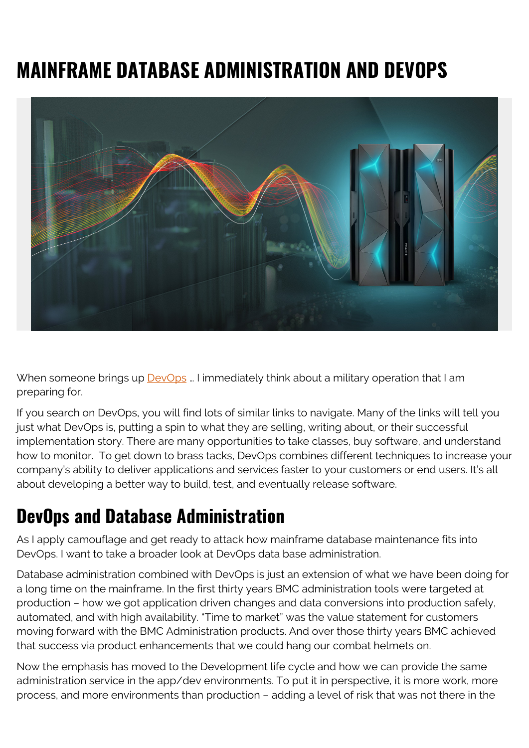# MAINFRAME DATABASE ADMINISTRATION AND DEVOPS

When someone brings up DevOps … I immediately think about a military operation that I am preparing for.

If you search on DevOps, you will find lots of similar links to navigate. Many of the links will tell you just what DevOps is, putting a spin to what they are selling, writing about, or their successful implementation story. There are many opportunities to take classes, buy software, and understand how to monitor. To get down to brass tacks, DevOps combines different techniques to increase your company's ability to deliver applications and services faster to your customers or end users. It's all about developing a better way to build, test, and eventually release software.

## DevOps and Database Administration

As I apply camouflage and get ready to attack how mainframe database maintenance fits into DevOps. I want to take a broader look at DevOps data base administration.

Database administration combined with DevOps is just an extension of what we have been doing for a long time on the mainframe. In the first thirty years BMC administration tools were targeted at production – how we got application driven changes and data conversions into production safely, automated, and with high availability. "Time to market" was the value statement for customers moving forward with the BMC Administration products. And over those thirty years BMC achieved that success via product enhancements that we could hang our combat helmets on.

Now the emphasis has moved to the Development life cycle and how we can provide the same administration service in the app/dev environments. To put it in perspective, it is more work, more process, and more environments than production – adding a level of risk that was not there in the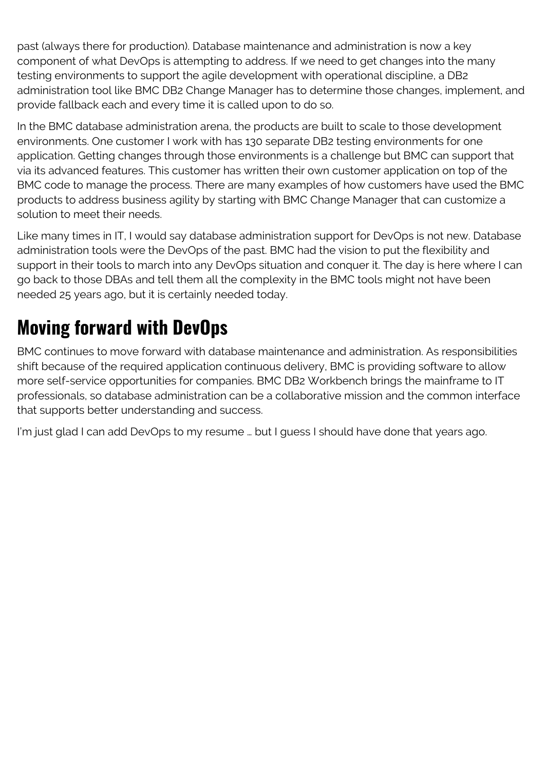past (always there for production). Database maintenance and administration is now a key component of what DevOps is attempting to address. If we need to get changes into the many testing environments to support the agile development with operational discipline, a DB2 administration tool like BMC DB2 Change Manager has to determine those changes, implement, and provide fallback each and every time it is called upon to do so.

In the BMC database administration arena, the products are built to scale to those development environments. One customer I work with has 130 separate DB2 testing environments for one application. Getting changes through those environments is a challenge but BMC can support that via its advanced features. This customer has written their own customer application on top of the BMC code to manage the process. There are many examples of how customers have used the BMC products to address business agility by starting with BMC Change Manager that can customize a solution to meet their needs.

Like many times in IT, I would say database administration support for DevOps is not new. Database administration tools were the DevOps of the past. BMC had the vision to put the flexibility and support in their tools to march into any DevOps situation and conquer it. The day is here where I can go back to those DBAs and tell them all the complexity in the BMC tools might not have been needed 25 years ago, but it is certainly needed today.

## Moving forward with DevOps

BMC continues to move forward with database maintenance and administration. As responsibilities shift because of the required application continuous delivery, BMC is providing software to allow more self-service opportunities for companies. BMC DB2 Workbench brings the mainframe to IT professionals, so database administration can be a collaborative mission and the common interface that supports better understanding and success.

I'm just glad I can add DevOps to my resume … but I guess I should have done that years ago.